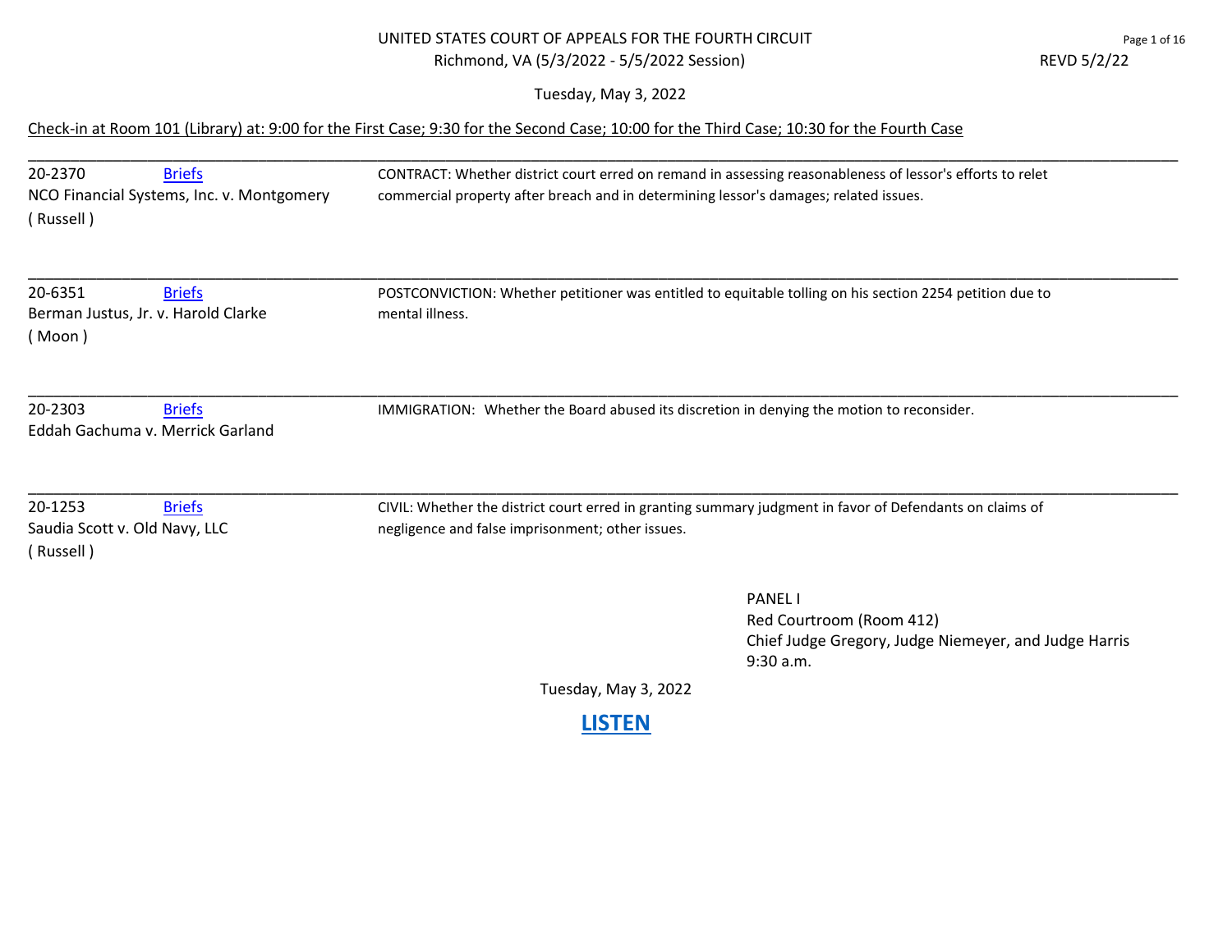UNITED STATES COURT OF APPEALS FOR THE FOURTH CIRCUIT
Richmond, VA (5/3/2022 - 5/5/2022 Session)

REVD 5/2/22

Tuesday, May 3, 2022

Check-in at Room 101 (Library) at: 9:00 for the First Case; 9:30 for the Second Case; 10:00 for the Third Case; 10:30 for the Fourth Case

---

20-2370 [Briefs]
NCO Financial Systems, Inc. v. Montgomery
( Russell )

CONTRACT: Whether district court erred on remand in assessing reasonableness of lessor's efforts to relet commercial property after breach and in determining lessor's damages; related issues.

---

20-6351 [Briefs]
Berman Justus, Jr. v. Harold Clarke
( Moon )

POSTCONVICTION: Whether petitioner was entitled to equitable tolling on his section 2254 petition due to mental illness.

---

20-2303 [Briefs]
Eddah Gachuma v. Merrick Garland

IMMIGRATION: Whether the Board abused its discretion in denying the motion to reconsider.

---

20-1253 [Briefs]
Saudia Scott v. Old Navy, LLC
( Russell )

CIVIL: Whether the district court erred in granting summary judgment in favor of Defendants on claims of negligence and false imprisonment; other issues.

PANEL I
Red Courtroom (Room 412)
Chief Judge Gregory, Judge Niemeyer, and Judge Harris
9:30 a.m.

Tuesday, May 3, 2022

**LISTEN**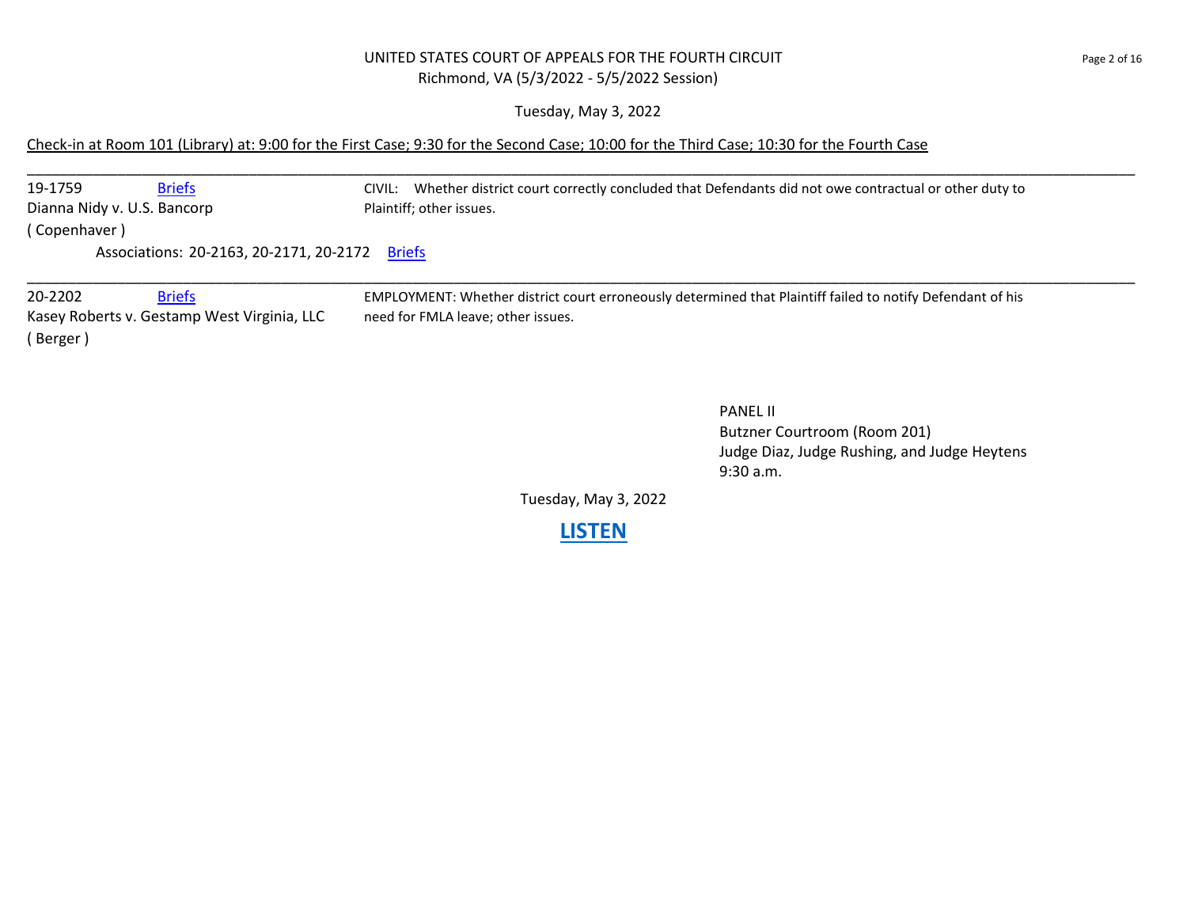UNITED STATES COURT OF APPEALS FOR THE FOURTH CIRCUIT
Richmond, VA (5/3/2022 - 5/5/2022 Session)

Tuesday, May 3, 2022

Check-in at Room 101 (Library) at: 9:00 for the First Case; 9:30 for the Second Case; 10:00 for the Third Case; 10:30 for the Fourth Case

---

19-1759 Briefs
Dianna Nidy v. U.S. Bancorp
( Copenhaver )

CIVIL: Whether district court correctly concluded that Defendants did not owe contractual or other duty to Plaintiff; other issues.

Associations: 20-2163, 20-2171, 20-2172 Briefs

---

20-2202 Briefs
Kasey Roberts v. Gestamp West Virginia, LLC
( Berger )

EMPLOYMENT: Whether district court erroneously determined that Plaintiff failed to notify Defendant of his need for FMLA leave; other issues.

PANEL II
Butzner Courtroom (Room 201)
Judge Diaz, Judge Rushing, and Judge Heytens
9:30 a.m.

Tuesday, May 3, 2022

**LISTEN**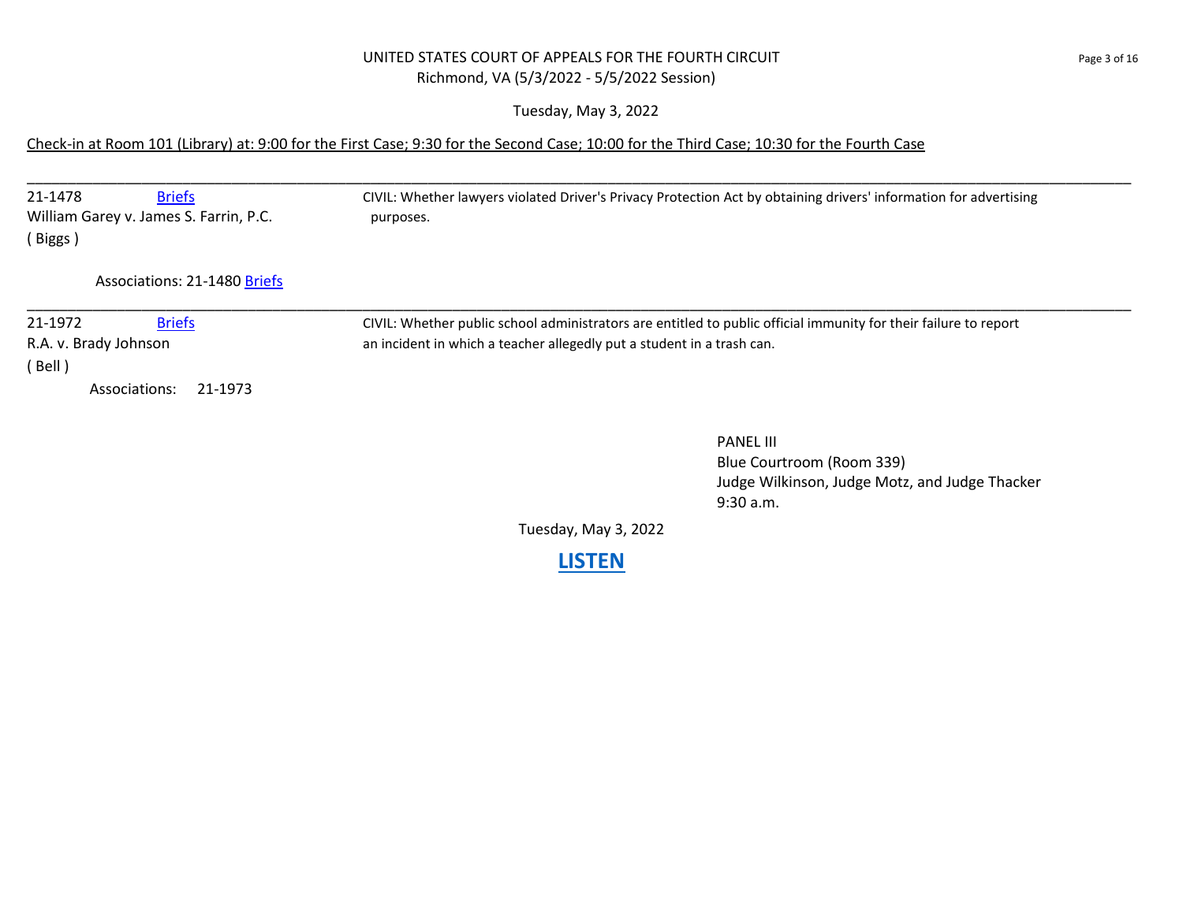UNITED STATES COURT OF APPEALS FOR THE FOURTH CIRCUIT
Richmond, VA (5/3/2022 - 5/5/2022 Session)

Tuesday, May 3, 2022

Check-in at Room 101 (Library) at: 9:00 for the First Case; 9:30 for the Second Case; 10:00 for the Third Case; 10:30 for the Fourth Case

---

21-1478 Briefs
William Garey v. James S. Farrin, P.C.
( Biggs )

CIVIL: Whether lawyers violated Driver's Privacy Protection Act by obtaining drivers' information for advertising purposes.

Associations: 21-1480 Briefs

---

21-1972 Briefs
R.A. v. Brady Johnson
( Bell )

CIVIL: Whether public school administrators are entitled to public official immunity for their failure to report an incident in which a teacher allegedly put a student in a trash can.

Associations: 21-1973

PANEL III
Blue Courtroom (Room 339)
Judge Wilkinson, Judge Motz, and Judge Thacker
9:30 a.m.

Tuesday, May 3, 2022

**LISTEN**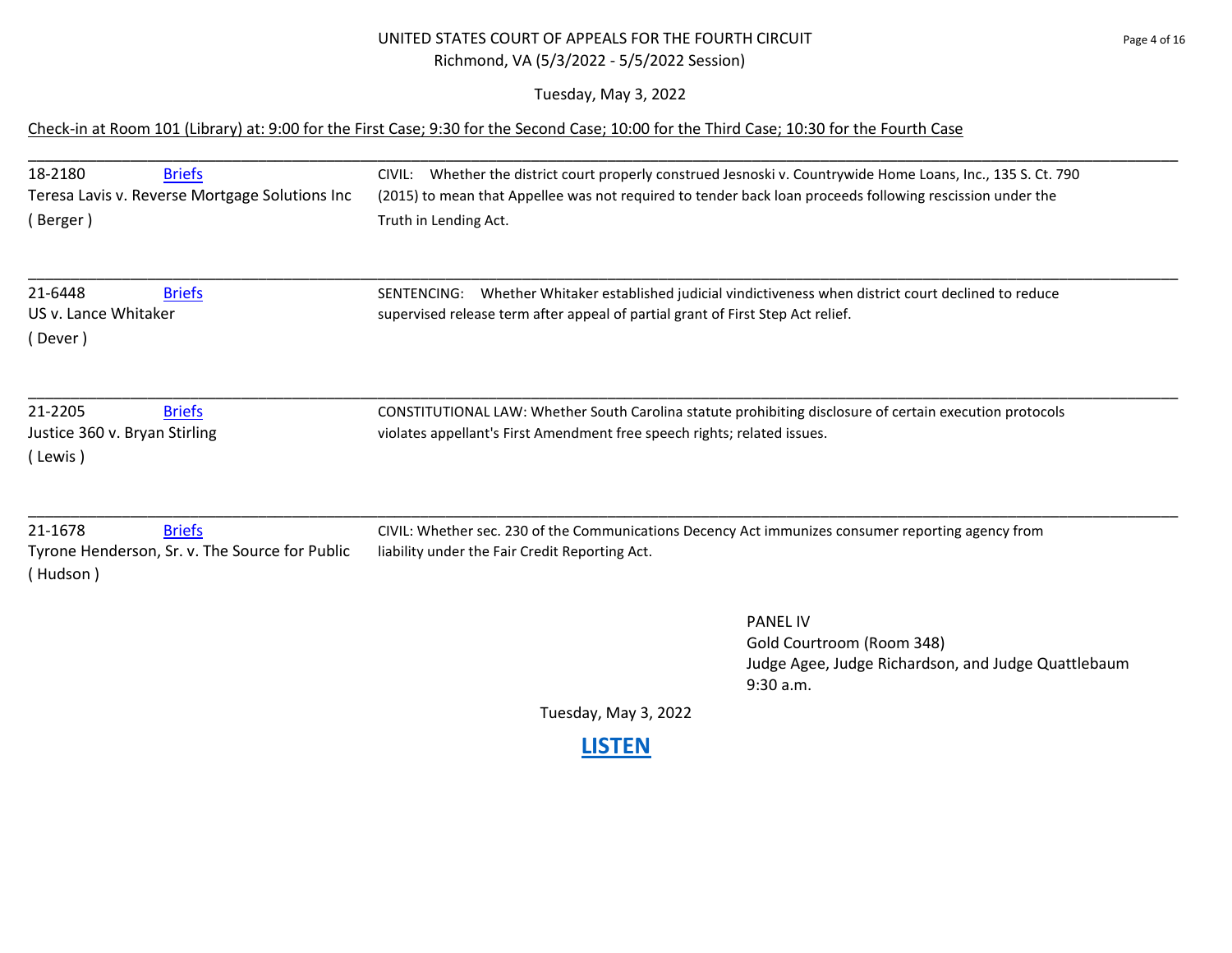# UNITED STATES COURT OF APPEALS FOR THE FOURTH CIRCUIT

Richmond, VA (5/3/2022 - 5/5/2022 Session)

Tuesday, May 3, 2022

Check-in at Room 101 (Library) at: 9:00 for the First Case; 9:30 for the Second Case; 10:00 for the Third Case; 10:30 for the Fourth Case

---

18-2180 Briefs
Teresa Lavis v. Reverse Mortgage Solutions Inc
( Berger )

CIVIL: Whether the district court properly construed Jesnoski v. Countrywide Home Loans, Inc., 135 S. Ct. 790 (2015) to mean that Appellee was not required to tender back loan proceeds following rescission under the Truth in Lending Act.

---

21-6448 Briefs
US v. Lance Whitaker
( Dever )

SENTENCING: Whether Whitaker established judicial vindictiveness when district court declined to reduce supervised release term after appeal of partial grant of First Step Act relief.

---

21-2205 Briefs
Justice 360 v. Bryan Stirling
( Lewis )

CONSTITUTIONAL LAW: Whether South Carolina statute prohibiting disclosure of certain execution protocols violates appellant's First Amendment free speech rights; related issues.

---

21-1678 Briefs
Tyrone Henderson, Sr. v. The Source for Public
( Hudson )

CIVIL: Whether sec. 230 of the Communications Decency Act immunizes consumer reporting agency from liability under the Fair Credit Reporting Act.

---

PANEL IV
Gold Courtroom (Room 348)
Judge Agee, Judge Richardson, and Judge Quattlebaum
9:30 a.m.

Tuesday, May 3, 2022

**LISTEN**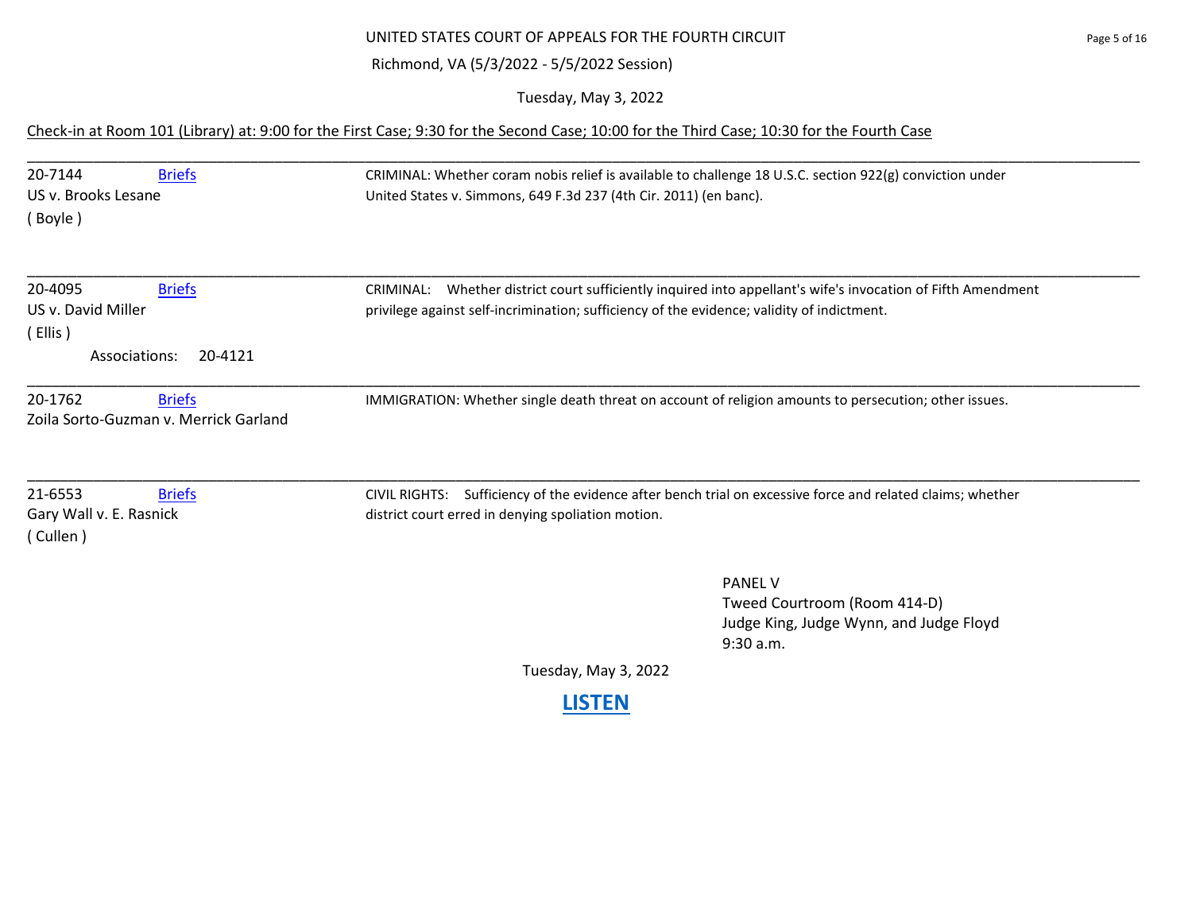UNITED STATES COURT OF APPEALS FOR THE FOURTH CIRCUIT

Richmond, VA (5/3/2022 - 5/5/2022 Session)

Tuesday, May 3, 2022

Check-in at Room 101 (Library) at: 9:00 for the First Case; 9:30 for the Second Case; 10:00 for the Third Case; 10:30 for the Fourth Case

---

20-7144 [Briefs]
US v. Brooks Lesane
( Boyle )

CRIMINAL: Whether coram nobis relief is available to challenge 18 U.S.C. section 922(g) conviction under United States v. Simmons, 649 F.3d 237 (4th Cir. 2011) (en banc).

---

20-4095 [Briefs]
US v. David Miller
( Ellis )
Associations: 20-4121

CRIMINAL: Whether district court sufficiently inquired into appellant's wife's invocation of Fifth Amendment privilege against self-incrimination; sufficiency of the evidence; validity of indictment.

---

20-1762 [Briefs]
Zoila Sorto-Guzman v. Merrick Garland

IMMIGRATION: Whether single death threat on account of religion amounts to persecution; other issues.

---

21-6553 [Briefs]
Gary Wall v. E. Rasnick
( Cullen )

CIVIL RIGHTS: Sufficiency of the evidence after bench trial on excessive force and related claims; whether district court erred in denying spoliation motion.

PANEL V
Tweed Courtroom (Room 414-D)
Judge King, Judge Wynn, and Judge Floyd
9:30 a.m.

Tuesday, May 3, 2022

**LISTEN**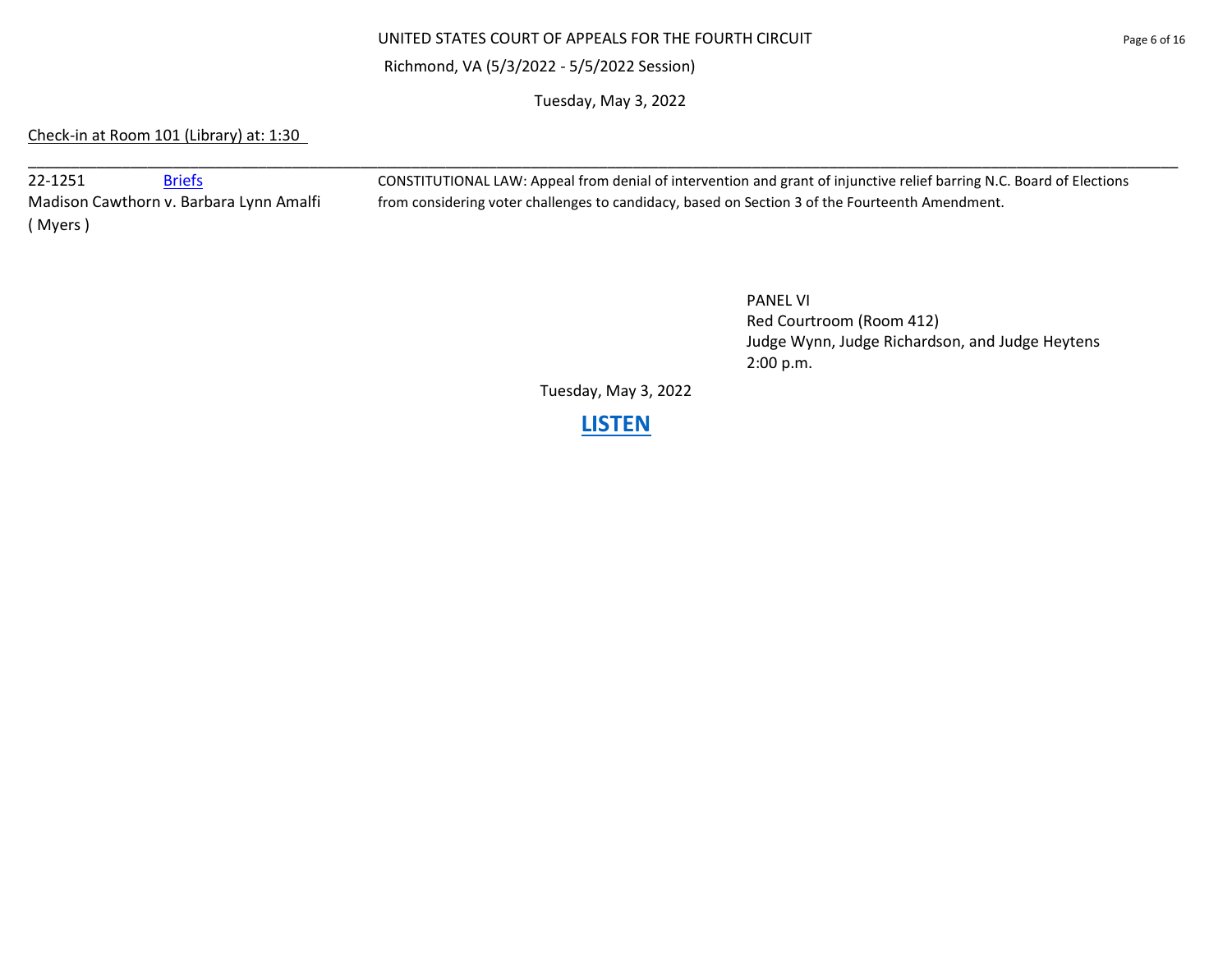UNITED STATES COURT OF APPEALS FOR THE FOURTH CIRCUIT

Richmond, VA (5/3/2022 - 5/5/2022 Session)

Tuesday, May 3, 2022

Check-in at Room 101 (Library) at: 1:30

---

22-1251 Briefs

Madison Cawthorn v. Barbara Lynn Amalfi

( Myers )

CONSTITUTIONAL LAW: Appeal from denial of intervention and grant of injunctive relief barring N.C. Board of Elections from considering voter challenges to candidacy, based on Section 3 of the Fourteenth Amendment.

PANEL VI

Red Courtroom (Room 412)

Judge Wynn, Judge Richardson, and Judge Heytens

2:00 p.m.

Tuesday, May 3, 2022

**LISTEN**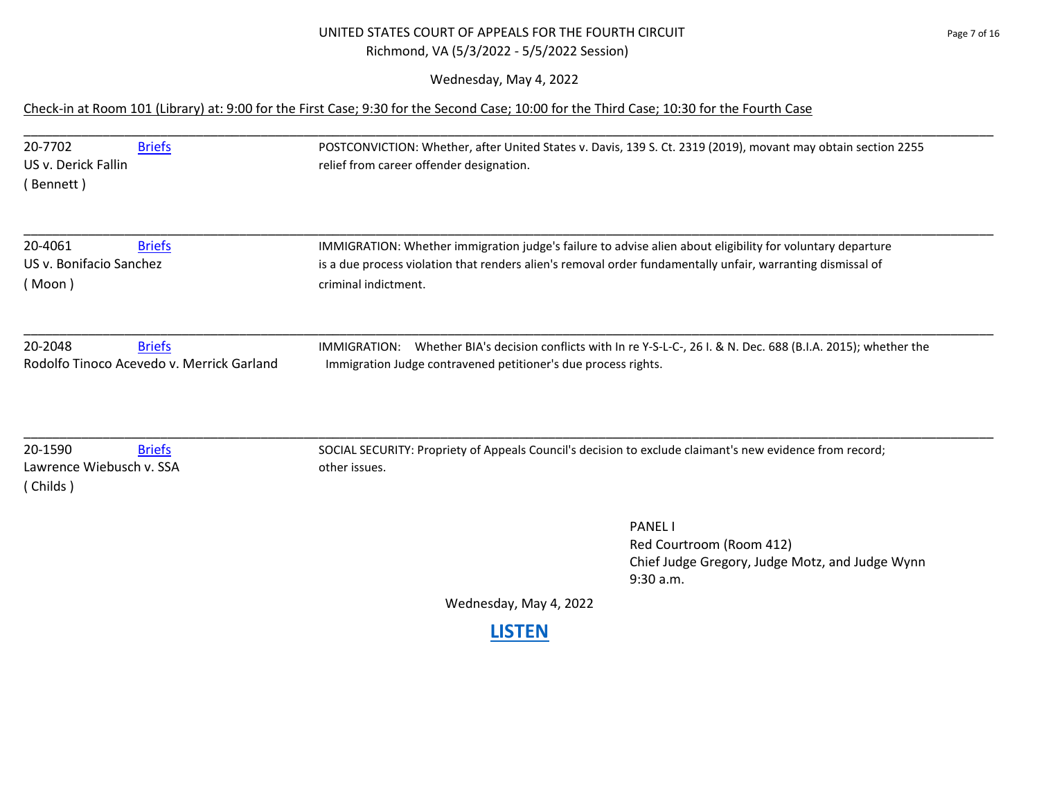UNITED STATES COURT OF APPEALS FOR THE FOURTH CIRCUIT
Richmond, VA (5/3/2022 - 5/5/2022 Session)

Wednesday, May 4, 2022

Check-in at Room 101 (Library) at: 9:00 for the First Case; 9:30 for the Second Case; 10:00 for the Third Case; 10:30 for the Fourth Case

---

20-7702 Briefs
US v. Derick Fallin
( Bennett )

POSTCONVICTION: Whether, after United States v. Davis, 139 S. Ct. 2319 (2019), movant may obtain section 2255 relief from career offender designation.

---

20-4061 Briefs
US v. Bonifacio Sanchez
( Moon )

IMMIGRATION: Whether immigration judge's failure to advise alien about eligibility for voluntary departure is a due process violation that renders alien's removal order fundamentally unfair, warranting dismissal of criminal indictment.

---

20-2048 Briefs
Rodolfo Tinoco Acevedo v. Merrick Garland

IMMIGRATION: Whether BIA's decision conflicts with In re Y-S-L-C-, 26 I. & N. Dec. 688 (B.I.A. 2015); whether the Immigration Judge contravened petitioner's due process rights.

---

20-1590 Briefs
Lawrence Wiebusch v. SSA
( Childs )

SOCIAL SECURITY: Propriety of Appeals Council's decision to exclude claimant's new evidence from record; other issues.

PANEL I
Red Courtroom (Room 412)
Chief Judge Gregory, Judge Motz, and Judge Wynn
9:30 a.m.

Wednesday, May 4, 2022

**LISTEN**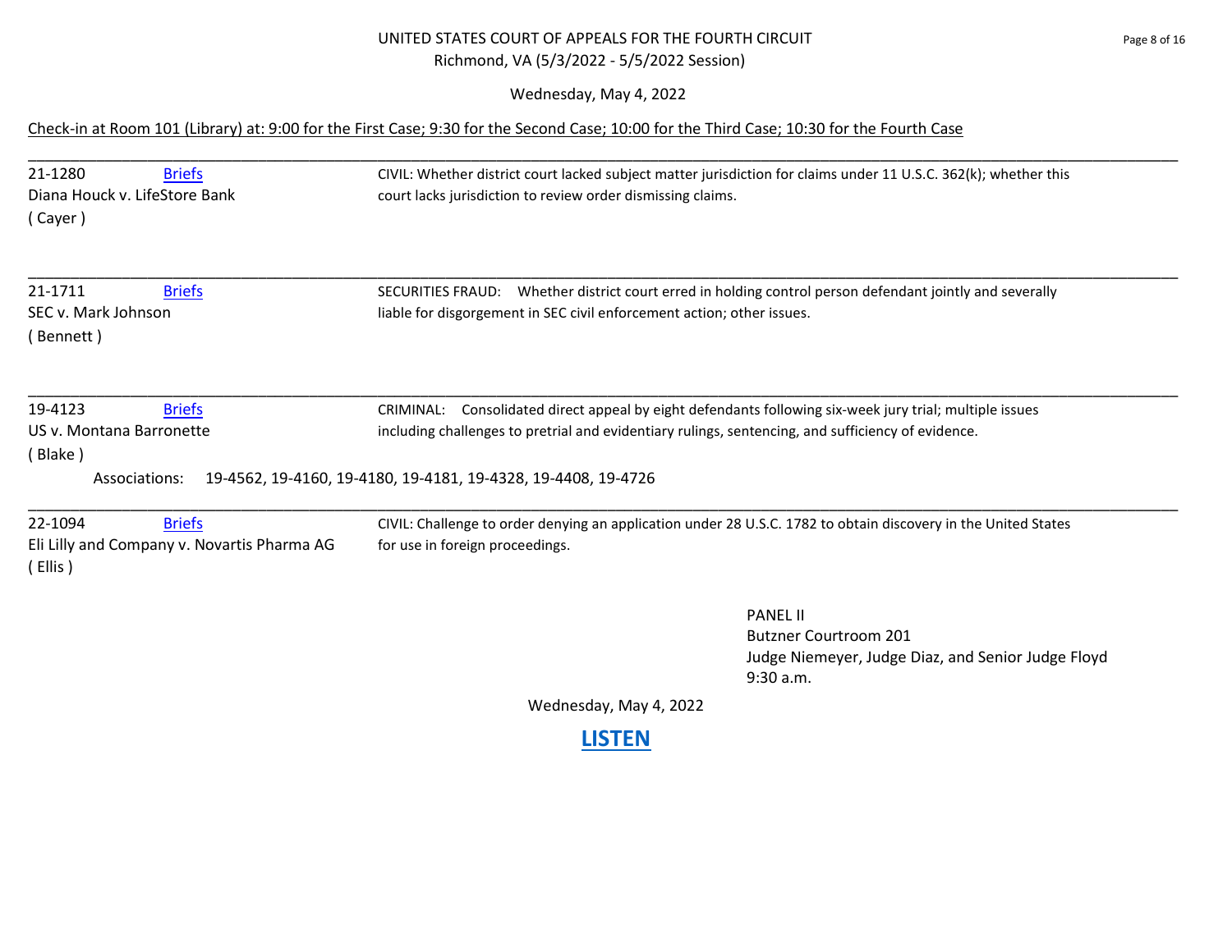UNITED STATES COURT OF APPEALS FOR THE FOURTH CIRCUIT

Richmond, VA (5/3/2022 - 5/5/2022 Session)

Wednesday, May 4, 2022

Check-in at Room 101 (Library) at: 9:00 for the First Case; 9:30 for the Second Case; 10:00 for the Third Case; 10:30 for the Fourth Case

---

21-1280 Briefs
Diana Houck v. LifeStore Bank
( Cayer )

CIVIL: Whether district court lacked subject matter jurisdiction for claims under 11 U.S.C. 362(k); whether this court lacks jurisdiction to review order dismissing claims.

---

21-1711 Briefs
SEC v. Mark Johnson
( Bennett )

SECURITIES FRAUD: Whether district court erred in holding control person defendant jointly and severally liable for disgorgement in SEC civil enforcement action; other issues.

---

19-4123 Briefs
US v. Montana Barronette
( Blake )

CRIMINAL: Consolidated direct appeal by eight defendants following six-week jury trial; multiple issues including challenges to pretrial and evidentiary rulings, sentencing, and sufficiency of evidence.

Associations: 19-4562, 19-4160, 19-4180, 19-4181, 19-4328, 19-4408, 19-4726

---

22-1094 Briefs
Eli Lilly and Company v. Novartis Pharma AG
( Ellis )

CIVIL: Challenge to order denying an application under 28 U.S.C. 1782 to obtain discovery in the United States for use in foreign proceedings.

PANEL II
Butzner Courtroom 201
Judge Niemeyer, Judge Diaz, and Senior Judge Floyd
9:30 a.m.

Wednesday, May 4, 2022

**LISTEN**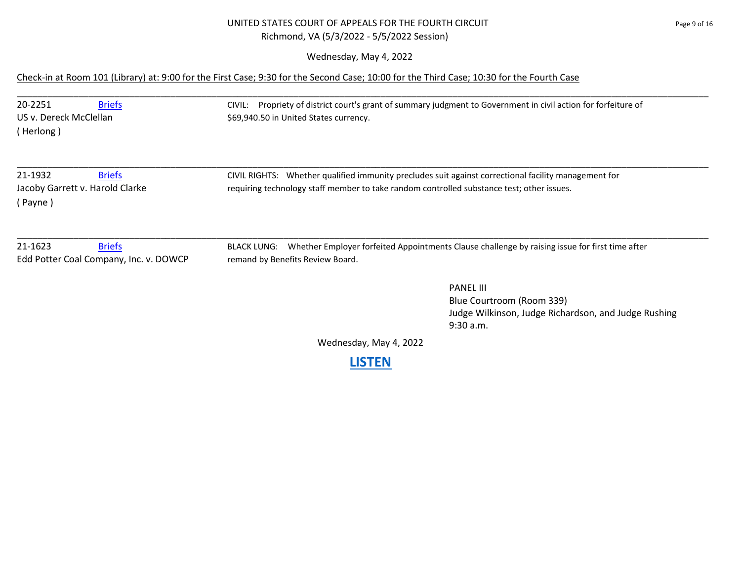UNITED STATES COURT OF APPEALS FOR THE FOURTH CIRCUIT
Richmond, VA (5/3/2022 - 5/5/2022 Session)

Wednesday, May 4, 2022

Check-in at Room 101 (Library) at: 9:00 for the First Case; 9:30 for the Second Case; 10:00 for the Third Case; 10:30 for the Fourth Case

---

20-2251 Briefs
US v. Dereck McClellan
( Herlong )

CIVIL: Propriety of district court's grant of summary judgment to Government in civil action for forfeiture of $69,940.50 in United States currency.

---

21-1932 Briefs
Jacoby Garrett v. Harold Clarke
( Payne )

CIVIL RIGHTS: Whether qualified immunity precludes suit against correctional facility management for requiring technology staff member to take random controlled substance test; other issues.

---

21-1623 Briefs
Edd Potter Coal Company, Inc. v. DOWCP

BLACK LUNG: Whether Employer forfeited Appointments Clause challenge by raising issue for first time after remand by Benefits Review Board.

PANEL III
Blue Courtroom (Room 339)
Judge Wilkinson, Judge Richardson, and Judge Rushing
9:30 a.m.

Wednesday, May 4, 2022

**LISTEN**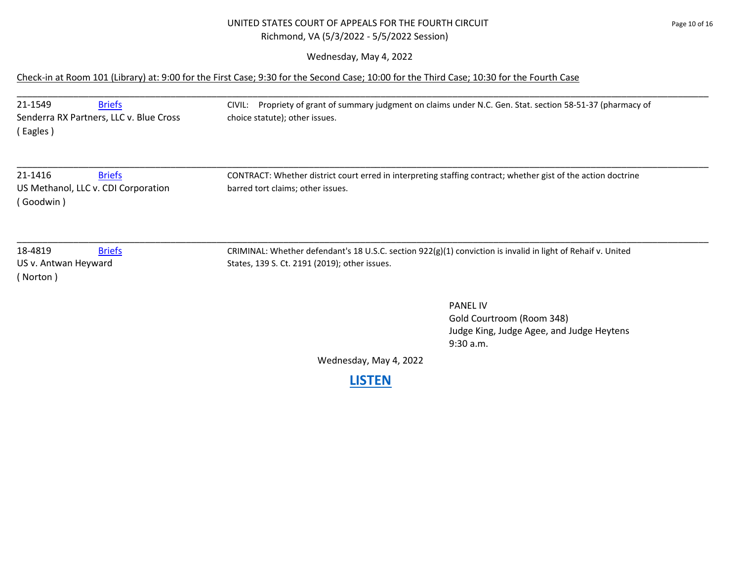UNITED STATES COURT OF APPEALS FOR THE FOURTH CIRCUIT
Richmond, VA (5/3/2022 - 5/5/2022 Session)

Wednesday, May 4, 2022

Check-in at Room 101 (Library) at: 9:00 for the First Case; 9:30 for the Second Case; 10:00 for the Third Case; 10:30 for the Fourth Case

---

21-1549 Briefs
Senderra RX Partners, LLC v. Blue Cross
( Eagles )

CIVIL: Propriety of grant of summary judgment on claims under N.C. Gen. Stat. section 58-51-37 (pharmacy of choice statute); other issues.

---

21-1416 Briefs
US Methanol, LLC v. CDI Corporation
( Goodwin )

CONTRACT: Whether district court erred in interpreting staffing contract; whether gist of the action doctrine barred tort claims; other issues.

---

18-4819 Briefs
US v. Antwan Heyward
( Norton )

CRIMINAL: Whether defendant's 18 U.S.C. section 922(g)(1) conviction is invalid in light of Rehaif v. United States, 139 S. Ct. 2191 (2019); other issues.

PANEL IV
Gold Courtroom (Room 348)
Judge King, Judge Agee, and Judge Heytens
9:30 a.m.

Wednesday, May 4, 2022

**LISTEN**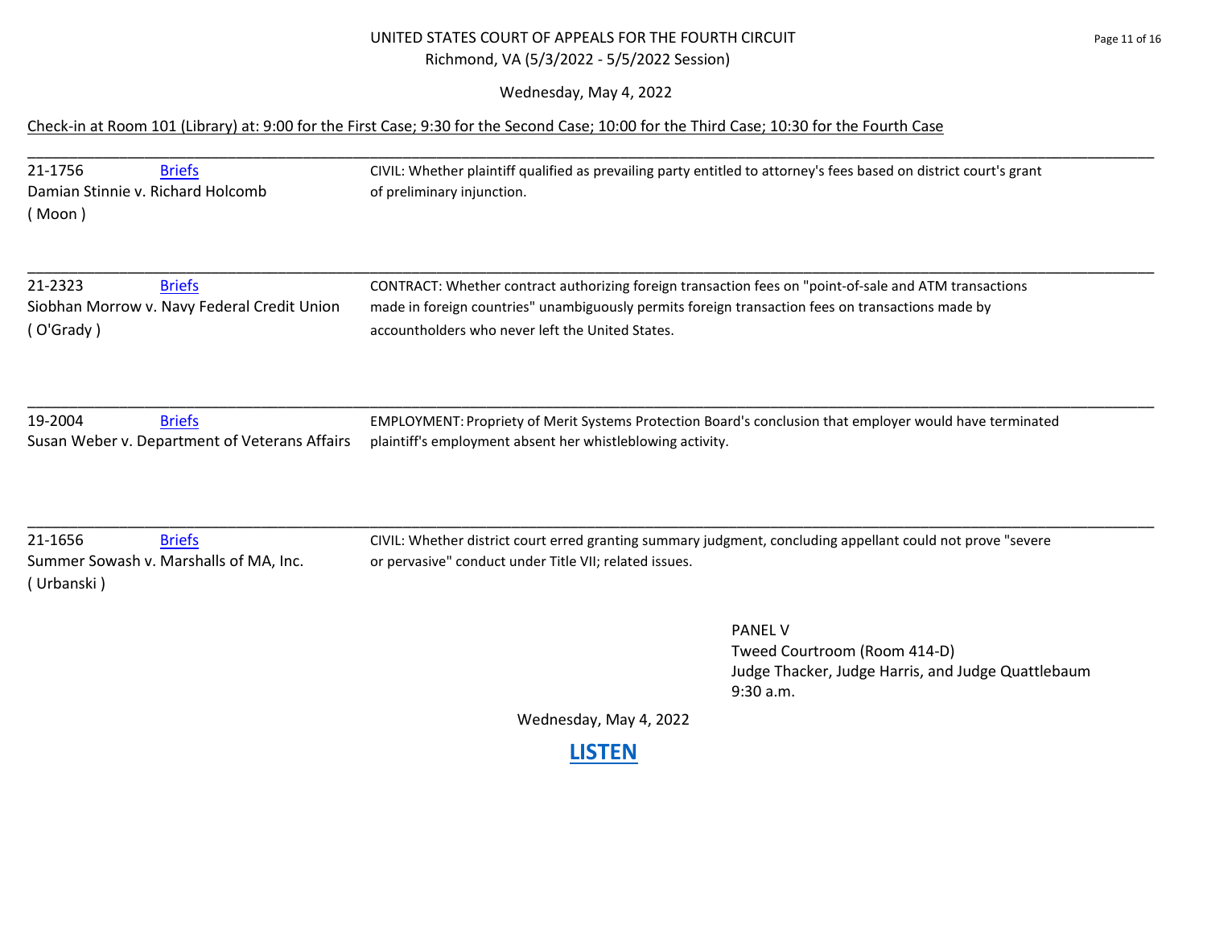UNITED STATES COURT OF APPEALS FOR THE FOURTH CIRCUIT
Richmond, VA (5/3/2022 - 5/5/2022 Session)

Wednesday, May 4, 2022

Check-in at Room 101 (Library) at: 9:00 for the First Case; 9:30 for the Second Case; 10:00 for the Third Case; 10:30 for the Fourth Case

---

21-1756 Briefs
Damian Stinnie v. Richard Holcomb
( Moon )

CIVIL: Whether plaintiff qualified as prevailing party entitled to attorney's fees based on district court's grant of preliminary injunction.

---

21-2323 Briefs
Siobhan Morrow v. Navy Federal Credit Union
( O'Grady )

CONTRACT: Whether contract authorizing foreign transaction fees on "point-of-sale and ATM transactions made in foreign countries" unambiguously permits foreign transaction fees on transactions made by accountholders who never left the United States.

---

19-2004 Briefs
Susan Weber v. Department of Veterans Affairs

EMPLOYMENT: Propriety of Merit Systems Protection Board's conclusion that employer would have terminated plaintiff's employment absent her whistleblowing activity.

---

21-1656 Briefs
Summer Sowash v. Marshalls of MA, Inc.
( Urbanski )

CIVIL: Whether district court erred granting summary judgment, concluding appellant could not prove "severe or pervasive" conduct under Title VII; related issues.

PANEL V
Tweed Courtroom (Room 414-D)
Judge Thacker, Judge Harris, and Judge Quattlebaum
9:30 a.m.

Wednesday, May 4, 2022

**LISTEN**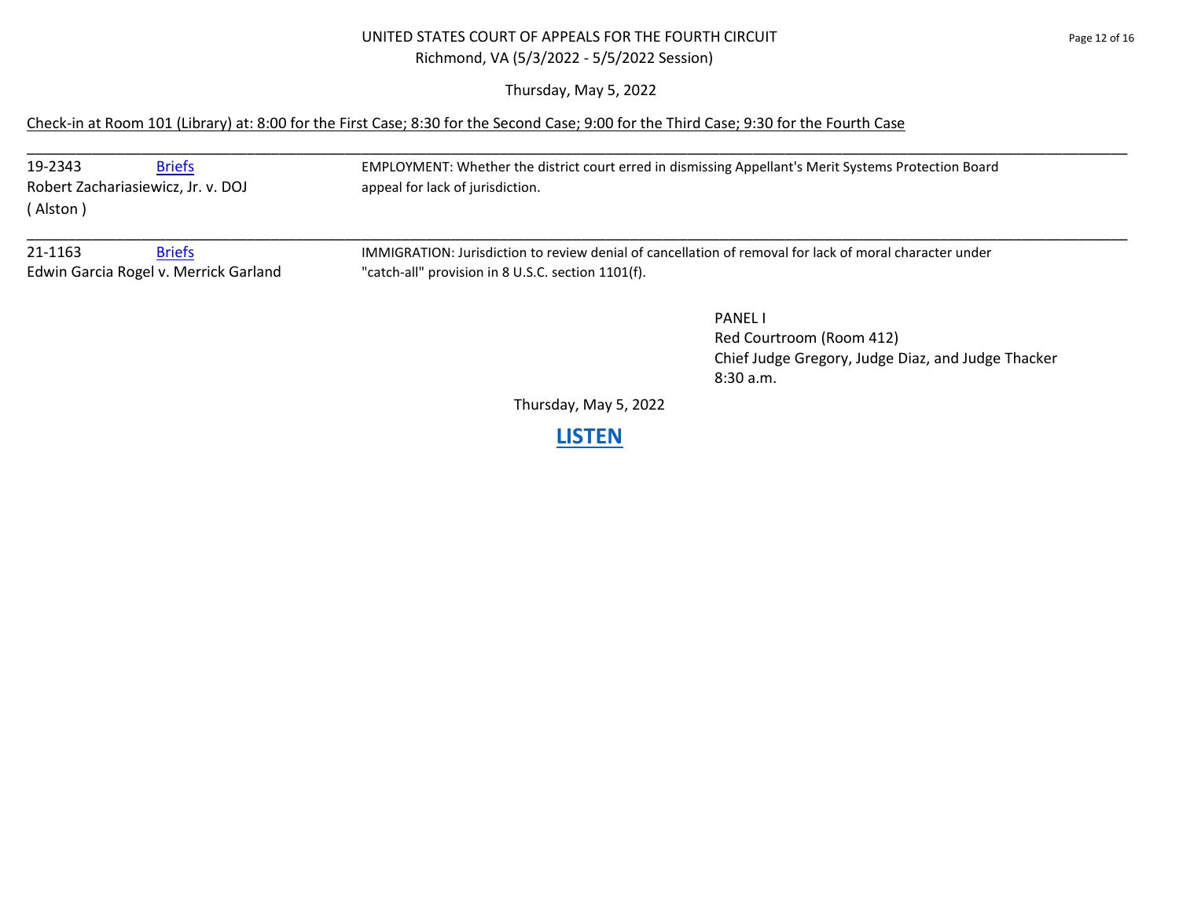UNITED STATES COURT OF APPEALS FOR THE FOURTH CIRCUIT
Richmond, VA (5/3/2022 - 5/5/2022 Session)

Thursday, May 5, 2022

Check-in at Room 101 (Library) at: 8:00 for the First Case; 8:30 for the Second Case; 9:00 for the Third Case; 9:30 for the Fourth Case

---

| Case | | Description |
|---|---|---|
| 19-2343<br>Robert Zachariasiewicz, Jr. v. DOJ<br>( Alston ) | Briefs | EMPLOYMENT: Whether the district court erred in dismissing Appellant's Merit Systems Protection Board appeal for lack of jurisdiction. |
| 21-1163<br>Edwin Garcia Rogel v. Merrick Garland | Briefs | IMMIGRATION: Jurisdiction to review denial of cancellation of removal for lack of moral character under "catch-all" provision in 8 U.S.C. section 1101(f). |

PANEL I
Red Courtroom (Room 412)
Chief Judge Gregory, Judge Diaz, and Judge Thacker
8:30 a.m.

Thursday, May 5, 2022

**LISTEN**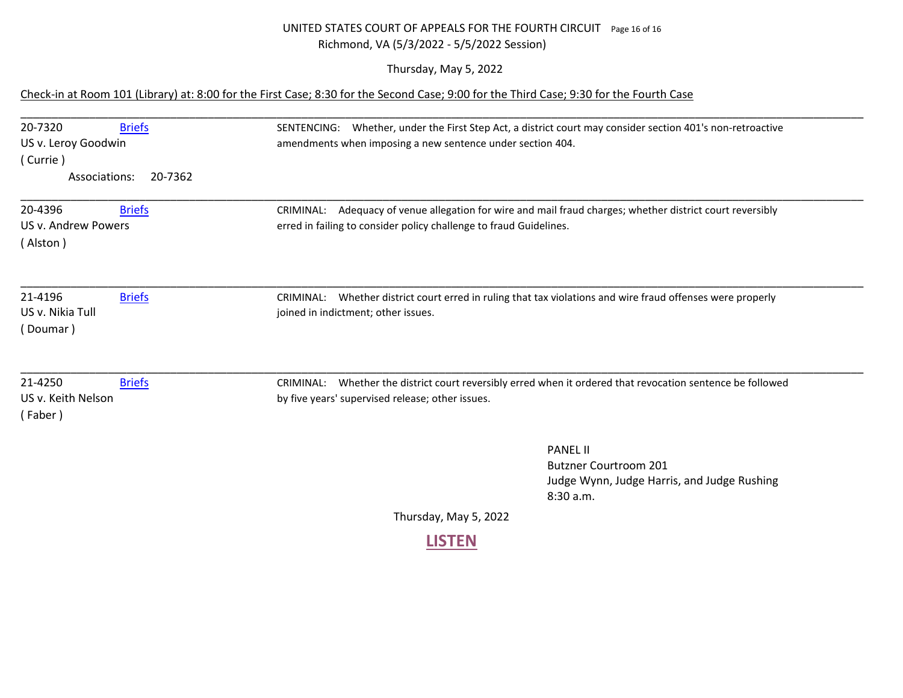UNITED STATES COURT OF APPEALS FOR THE FOURTH CIRCUIT

Richmond, VA (5/3/2022 - 5/5/2022 Session)

Thursday, May 5, 2022

Check-in at Room 101 (Library) at: 8:00 for the First Case; 8:30 for the Second Case; 9:00 for the Third Case; 9:30 for the Fourth Case

---

20-7320 Briefs
US v. Leroy Goodwin
( Currie )
Associations: 20-7362

SENTENCING: Whether, under the First Step Act, a district court may consider section 401's non-retroactive amendments when imposing a new sentence under section 404.

---

20-4396 Briefs
US v. Andrew Powers
( Alston )

CRIMINAL: Adequacy of venue allegation for wire and mail fraud charges; whether district court reversibly erred in failing to consider policy challenge to fraud Guidelines.

---

21-4196 Briefs
US v. Nikia Tull
( Doumar )

CRIMINAL: Whether district court erred in ruling that tax violations and wire fraud offenses were properly joined in indictment; other issues.

---

21-4250 Briefs
US v. Keith Nelson
( Faber )

CRIMINAL: Whether the district court reversibly erred when it ordered that revocation sentence be followed by five years' supervised release; other issues.

PANEL II
Butzner Courtroom 201
Judge Wynn, Judge Harris, and Judge Rushing
8:30 a.m.

Thursday, May 5, 2022

**LISTEN**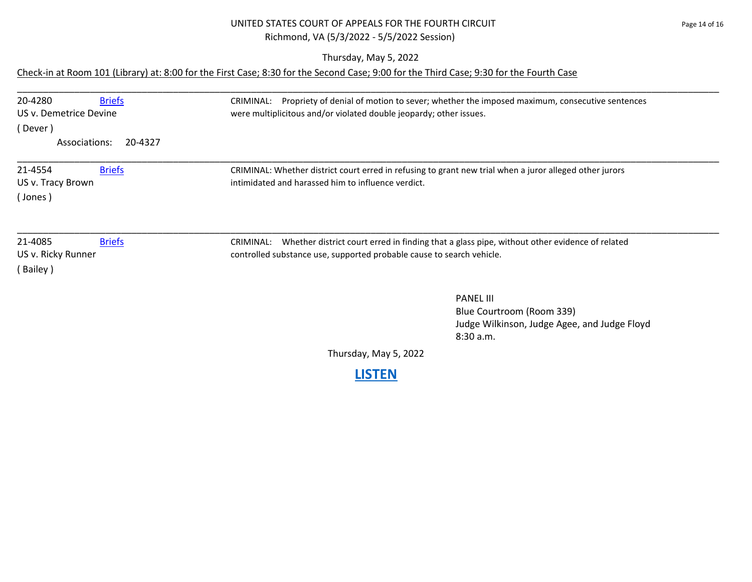UNITED STATES COURT OF APPEALS FOR THE FOURTH CIRCUIT
Richmond, VA (5/3/2022 - 5/5/2022 Session)

Thursday, May 5, 2022

Check-in at Room 101 (Library) at: 8:00 for the First Case; 8:30 for the Second Case; 9:00 for the Third Case; 9:30 for the Fourth Case

---

20-4280 [Briefs]
US v. Demetrice Devine
( Dever )
Associations: 20-4327

CRIMINAL: Propriety of denial of motion to sever; whether the imposed maximum, consecutive sentences were multiplicitous and/or violated double jeopardy; other issues.

---

21-4554 [Briefs]
US v. Tracy Brown
( Jones )

CRIMINAL: Whether district court erred in refusing to grant new trial when a juror alleged other jurors intimidated and harassed him to influence verdict.

---

21-4085 [Briefs]
US v. Ricky Runner
( Bailey )

CRIMINAL: Whether district court erred in finding that a glass pipe, without other evidence of related controlled substance use, supported probable cause to search vehicle.

PANEL III
Blue Courtroom (Room 339)
Judge Wilkinson, Judge Agee, and Judge Floyd
8:30 a.m.

Thursday, May 5, 2022

**LISTEN**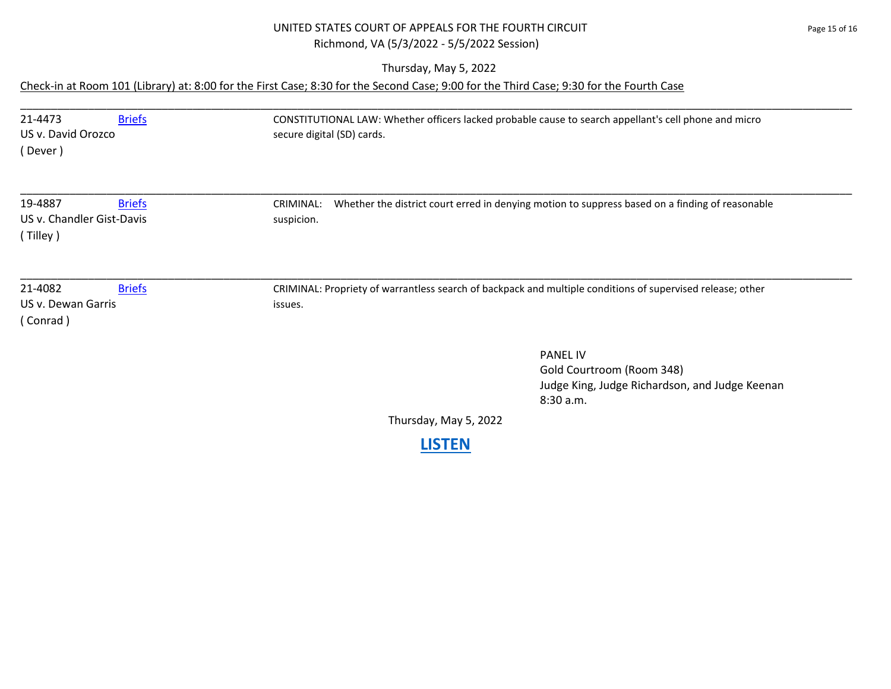UNITED STATES COURT OF APPEALS FOR THE FOURTH CIRCUIT
Richmond, VA (5/3/2022 - 5/5/2022 Session)

Thursday, May 5, 2022

Check-in at Room 101 (Library) at: 8:00 for the First Case; 8:30 for the Second Case; 9:00 for the Third Case; 9:30 for the Fourth Case

---

21-4473 [Briefs]
US v. David Orozco
( Dever )

CONSTITUTIONAL LAW: Whether officers lacked probable cause to search appellant's cell phone and micro secure digital (SD) cards.

---

19-4887 [Briefs]
US v. Chandler Gist-Davis
( Tilley )

CRIMINAL: Whether the district court erred in denying motion to suppress based on a finding of reasonable suspicion.

---

21-4082 [Briefs]
US v. Dewan Garris
( Conrad )

CRIMINAL: Propriety of warrantless search of backpack and multiple conditions of supervised release; other issues.

PANEL IV
Gold Courtroom (Room 348)
Judge King, Judge Richardson, and Judge Keenan
8:30 a.m.

Thursday, May 5, 2022

**LISTEN**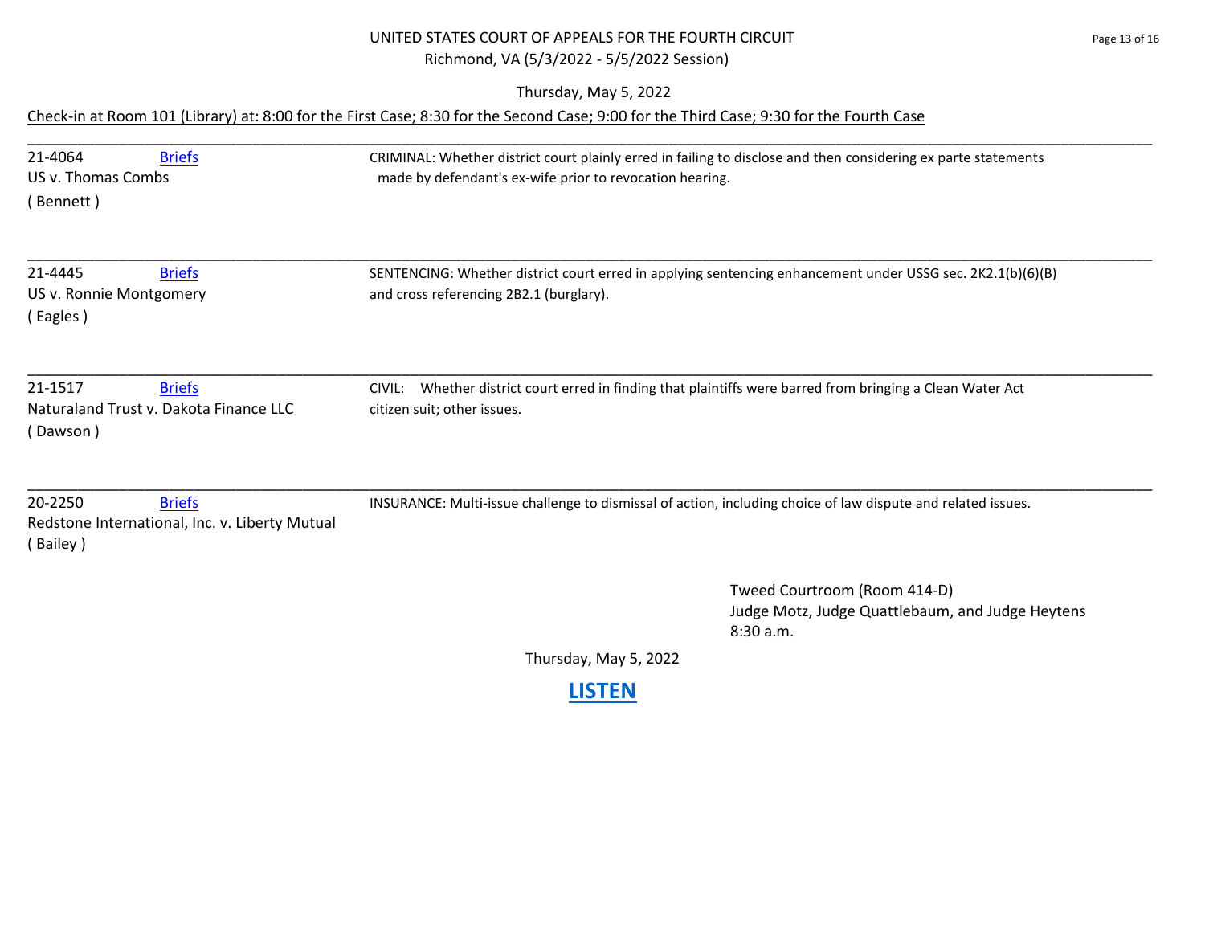# UNITED STATES COURT OF APPEALS FOR THE FOURTH CIRCUIT
Richmond, VA (5/3/2022 - 5/5/2022 Session)

Thursday, May 5, 2022

Check-in at Room 101 (Library) at: 8:00 for the First Case; 8:30 for the Second Case; 9:00 for the Third Case; 9:30 for the Fourth Case

---

21-4064 [Briefs]
US v. Thomas Combs
( Bennett )

CRIMINAL: Whether district court plainly erred in failing to disclose and then considering ex parte statements made by defendant's ex-wife prior to revocation hearing.

---

21-4445 [Briefs]
US v. Ronnie Montgomery
( Eagles )

SENTENCING: Whether district court erred in applying sentencing enhancement under USSG sec. 2K2.1(b)(6)(B) and cross referencing 2B2.1 (burglary).

---

21-1517 [Briefs]
Naturaland Trust v. Dakota Finance LLC
( Dawson )

CIVIL: Whether district court erred in finding that plaintiffs were barred from bringing a Clean Water Act citizen suit; other issues.

---

20-2250 [Briefs]
Redstone International, Inc. v. Liberty Mutual
( Bailey )

INSURANCE: Multi-issue challenge to dismissal of action, including choice of law dispute and related issues.

Tweed Courtroom (Room 414-D)
Judge Motz, Judge Quattlebaum, and Judge Heytens
8:30 a.m.

Thursday, May 5, 2022

**LISTEN**